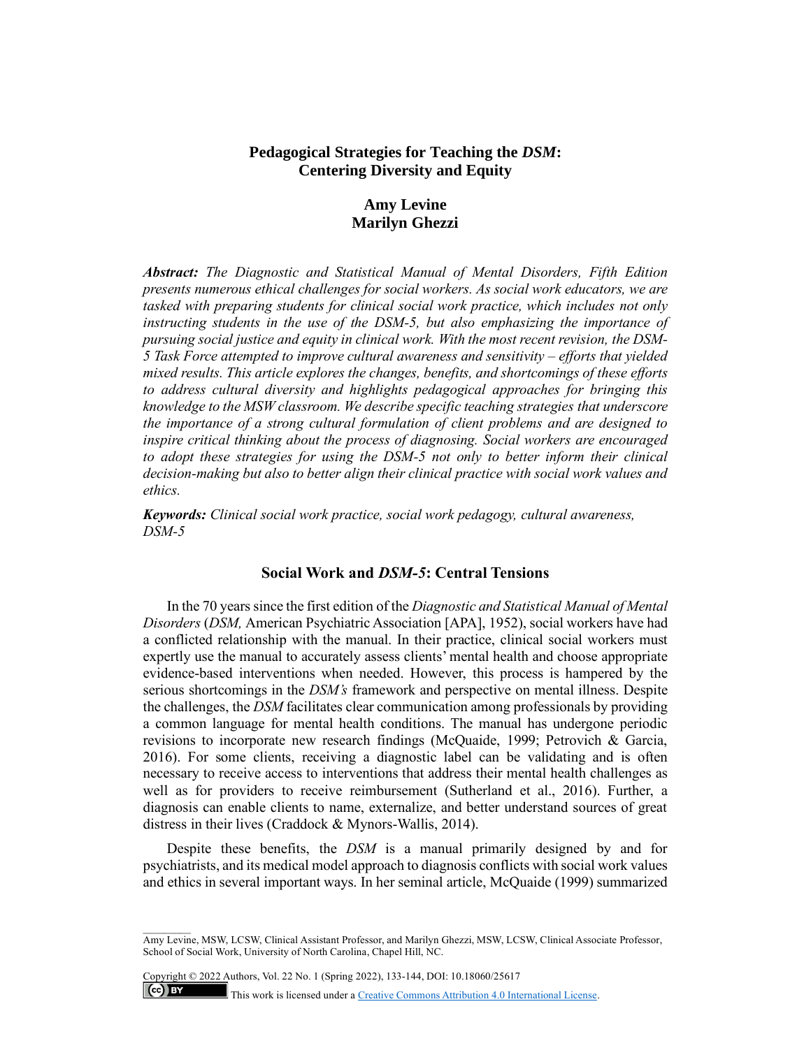# Pedagogical Strategies for Teaching the *DSM*: Centering Diversity and Equity

**Amy Levine**
**Marilyn Ghezzi**

***Abstract:*** *The Diagnostic and Statistical Manual of Mental Disorders, Fifth Edition presents numerous ethical challenges for social workers. As social work educators, we are tasked with preparing students for clinical social work practice, which includes not only instructing students in the use of the DSM-5, but also emphasizing the importance of pursuing social justice and equity in clinical work. With the most recent revision, the DSM-5 Task Force attempted to improve cultural awareness and sensitivity – efforts that yielded mixed results. This article explores the changes, benefits, and shortcomings of these efforts to address cultural diversity and highlights pedagogical approaches for bringing this knowledge to the MSW classroom. We describe specific teaching strategies that underscore the importance of a strong cultural formulation of client problems and are designed to inspire critical thinking about the process of diagnosing. Social workers are encouraged to adopt these strategies for using the DSM-5 not only to better inform their clinical decision-making but also to better align their clinical practice with social work values and ethics.*

***Keywords:*** *Clinical social work practice, social work pedagogy, cultural awareness, DSM-5*

## Social Work and *DSM-5*: Central Tensions

In the 70 years since the first edition of the *Diagnostic and Statistical Manual of Mental Disorders* (*DSM,* American Psychiatric Association [APA], 1952), social workers have had a conflicted relationship with the manual. In their practice, clinical social workers must expertly use the manual to accurately assess clients' mental health and choose appropriate evidence-based interventions when needed. However, this process is hampered by the serious shortcomings in the *DSM's* framework and perspective on mental illness. Despite the challenges, the *DSM* facilitates clear communication among professionals by providing a common language for mental health conditions. The manual has undergone periodic revisions to incorporate new research findings (McQuaide, 1999; Petrovich & Garcia, 2016). For some clients, receiving a diagnostic label can be validating and is often necessary to receive access to interventions that address their mental health challenges as well as for providers to receive reimbursement (Sutherland et al., 2016). Further, a diagnosis can enable clients to name, externalize, and better understand sources of great distress in their lives (Craddock & Mynors-Wallis, 2014).

Despite these benefits, the *DSM* is a manual primarily designed by and for psychiatrists, and its medical model approach to diagnosis conflicts with social work values and ethics in several important ways. In her seminal article, McQuaide (1999) summarized

Amy Levine, MSW, LCSW, Clinical Assistant Professor, and Marilyn Ghezzi, MSW, LCSW, Clinical Associate Professor, School of Social Work, University of North Carolina, Chapel Hill, NC.

Copyright © 2022 Authors, Vol. 22 No. 1 (Spring 2022), 133-144, DOI: 10.18060/25617

This work is licensed under a Creative Commons Attribution 4.0 International License.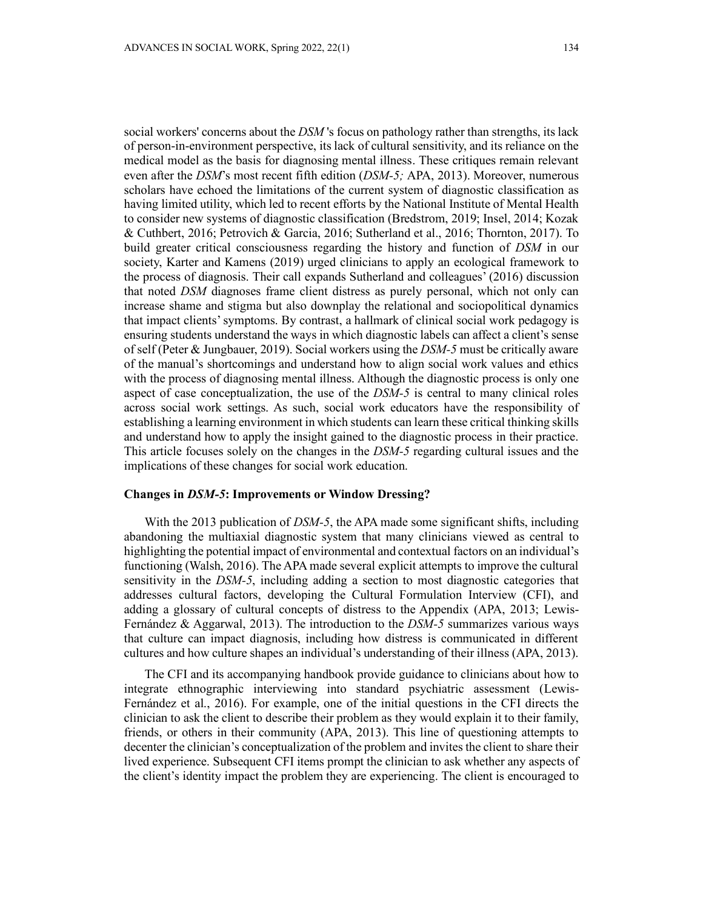social workers' concerns about the *DSM* 's focus on pathology rather than strengths, its lack of person-in-environment perspective, its lack of cultural sensitivity, and its reliance on the medical model as the basis for diagnosing mental illness. These critiques remain relevant even after the *DSM*'s most recent fifth edition (*DSM-5;* APA, 2013). Moreover, numerous scholars have echoed the limitations of the current system of diagnostic classification as having limited utility, which led to recent efforts by the National Institute of Mental Health to consider new systems of diagnostic classification (Bredstrom, 2019; Insel, 2014; Kozak & Cuthbert, 2016; Petrovich & Garcia, 2016; Sutherland et al., 2016; Thornton, 2017). To build greater critical consciousness regarding the history and function of *DSM* in our society, Karter and Kamens (2019) urged clinicians to apply an ecological framework to the process of diagnosis. Their call expands Sutherland and colleagues' (2016) discussion that noted *DSM* diagnoses frame client distress as purely personal, which not only can increase shame and stigma but also downplay the relational and sociopolitical dynamics that impact clients' symptoms. By contrast, a hallmark of clinical social work pedagogy is ensuring students understand the ways in which diagnostic labels can affect a client's sense of self (Peter & Jungbauer, 2019). Social workers using the *DSM-5* must be critically aware of the manual's shortcomings and understand how to align social work values and ethics with the process of diagnosing mental illness. Although the diagnostic process is only one aspect of case conceptualization, the use of the *DSM-5* is central to many clinical roles across social work settings. As such, social work educators have the responsibility of establishing a learning environment in which students can learn these critical thinking skills and understand how to apply the insight gained to the diagnostic process in their practice. This article focuses solely on the changes in the *DSM-5* regarding cultural issues and the implications of these changes for social work education.

## Changes in *DSM-5*: Improvements or Window Dressing?

With the 2013 publication of *DSM-5*, the APA made some significant shifts, including abandoning the multiaxial diagnostic system that many clinicians viewed as central to highlighting the potential impact of environmental and contextual factors on an individual's functioning (Walsh, 2016). The APA made several explicit attempts to improve the cultural sensitivity in the *DSM-5*, including adding a section to most diagnostic categories that addresses cultural factors, developing the Cultural Formulation Interview (CFI), and adding a glossary of cultural concepts of distress to the Appendix (APA, 2013; Lewis-Fernández & Aggarwal, 2013). The introduction to the *DSM-5* summarizes various ways that culture can impact diagnosis, including how distress is communicated in different cultures and how culture shapes an individual's understanding of their illness (APA, 2013).

The CFI and its accompanying handbook provide guidance to clinicians about how to integrate ethnographic interviewing into standard psychiatric assessment (Lewis-Fernández et al., 2016). For example, one of the initial questions in the CFI directs the clinician to ask the client to describe their problem as they would explain it to their family, friends, or others in their community (APA, 2013). This line of questioning attempts to decenter the clinician's conceptualization of the problem and invites the client to share their lived experience. Subsequent CFI items prompt the clinician to ask whether any aspects of the client's identity impact the problem they are experiencing. The client is encouraged to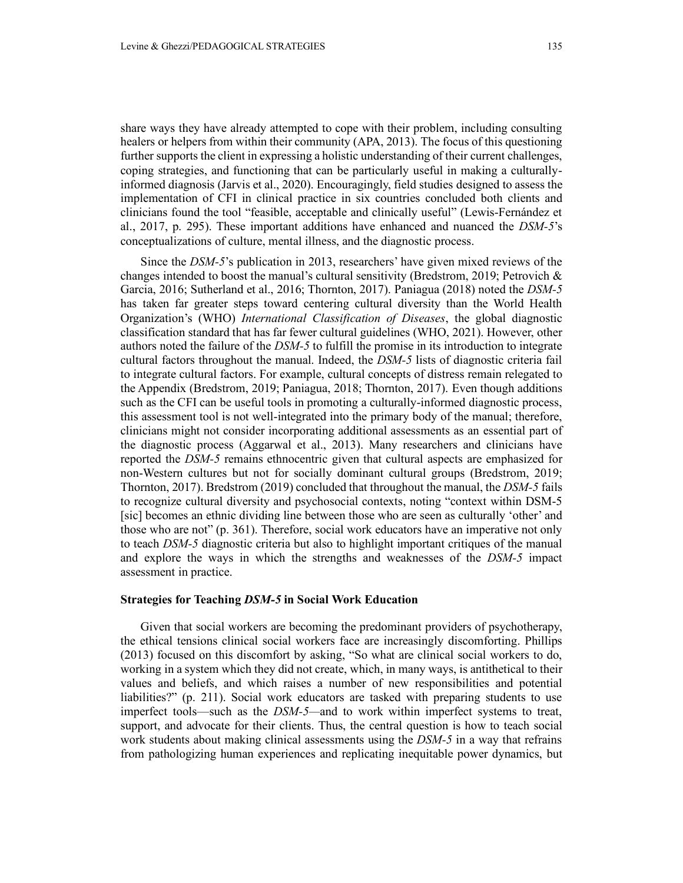share ways they have already attempted to cope with their problem, including consulting healers or helpers from within their community (APA, 2013). The focus of this questioning further supports the client in expressing a holistic understanding of their current challenges, coping strategies, and functioning that can be particularly useful in making a culturally-informed diagnosis (Jarvis et al., 2020). Encouragingly, field studies designed to assess the implementation of CFI in clinical practice in six countries concluded both clients and clinicians found the tool "feasible, acceptable and clinically useful" (Lewis-Fernández et al., 2017, p. 295). These important additions have enhanced and nuanced the *DSM-5*'s conceptualizations of culture, mental illness, and the diagnostic process.

Since the *DSM-5*'s publication in 2013, researchers' have given mixed reviews of the changes intended to boost the manual's cultural sensitivity (Bredstrom, 2019; Petrovich & Garcia, 2016; Sutherland et al., 2016; Thornton, 2017). Paniagua (2018) noted the *DSM-5* has taken far greater steps toward centering cultural diversity than the World Health Organization's (WHO) *International Classification of Diseases*, the global diagnostic classification standard that has far fewer cultural guidelines (WHO, 2021). However, other authors noted the failure of the *DSM-5* to fulfill the promise in its introduction to integrate cultural factors throughout the manual. Indeed, the *DSM-5* lists of diagnostic criteria fail to integrate cultural factors. For example, cultural concepts of distress remain relegated to the Appendix (Bredstrom, 2019; Paniagua, 2018; Thornton, 2017). Even though additions such as the CFI can be useful tools in promoting a culturally-informed diagnostic process, this assessment tool is not well-integrated into the primary body of the manual; therefore, clinicians might not consider incorporating additional assessments as an essential part of the diagnostic process (Aggarwal et al., 2013). Many researchers and clinicians have reported the *DSM-5* remains ethnocentric given that cultural aspects are emphasized for non-Western cultures but not for socially dominant cultural groups (Bredstrom, 2019; Thornton, 2017). Bredstrom (2019) concluded that throughout the manual, the *DSM-5* fails to recognize cultural diversity and psychosocial contexts, noting "context within DSM-5 [sic] becomes an ethnic dividing line between those who are seen as culturally 'other' and those who are not" (p. 361). Therefore, social work educators have an imperative not only to teach *DSM-5* diagnostic criteria but also to highlight important critiques of the manual and explore the ways in which the strengths and weaknesses of the *DSM-5* impact assessment in practice.

### Strategies for Teaching *DSM-5* in Social Work Education

Given that social workers are becoming the predominant providers of psychotherapy, the ethical tensions clinical social workers face are increasingly discomforting. Phillips (2013) focused on this discomfort by asking, "So what are clinical social workers to do, working in a system which they did not create, which, in many ways, is antithetical to their values and beliefs, and which raises a number of new responsibilities and potential liabilities?" (p. 211). Social work educators are tasked with preparing students to use imperfect tools—such as the *DSM-5*—and to work within imperfect systems to treat, support, and advocate for their clients. Thus, the central question is how to teach social work students about making clinical assessments using the *DSM-5* in a way that refrains from pathologizing human experiences and replicating inequitable power dynamics, but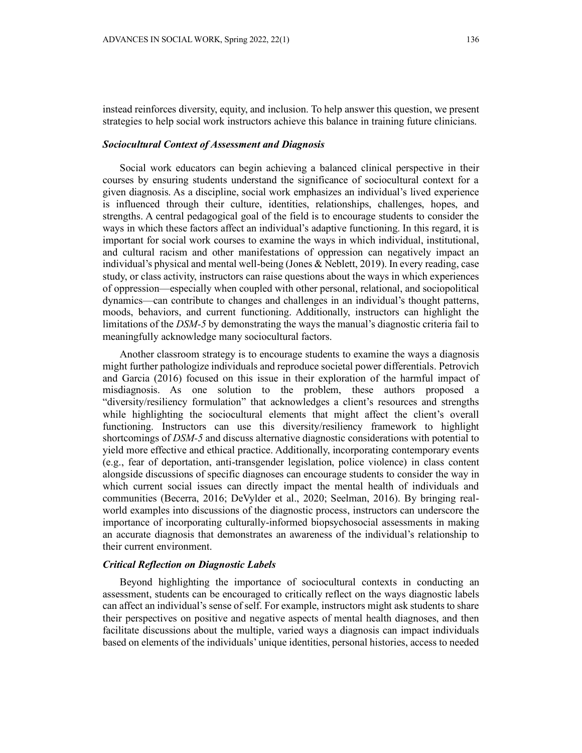instead reinforces diversity, equity, and inclusion. To help answer this question, we present strategies to help social work instructors achieve this balance in training future clinicians.

### *Sociocultural Context of Assessment and Diagnosis*

Social work educators can begin achieving a balanced clinical perspective in their courses by ensuring students understand the significance of sociocultural context for a given diagnosis. As a discipline, social work emphasizes an individual's lived experience is influenced through their culture, identities, relationships, challenges, hopes, and strengths. A central pedagogical goal of the field is to encourage students to consider the ways in which these factors affect an individual's adaptive functioning. In this regard, it is important for social work courses to examine the ways in which individual, institutional, and cultural racism and other manifestations of oppression can negatively impact an individual's physical and mental well-being (Jones & Neblett, 2019). In every reading, case study, or class activity, instructors can raise questions about the ways in which experiences of oppression—especially when coupled with other personal, relational, and sociopolitical dynamics—can contribute to changes and challenges in an individual's thought patterns, moods, behaviors, and current functioning. Additionally, instructors can highlight the limitations of the *DSM-5* by demonstrating the ways the manual's diagnostic criteria fail to meaningfully acknowledge many sociocultural factors.

Another classroom strategy is to encourage students to examine the ways a diagnosis might further pathologize individuals and reproduce societal power differentials. Petrovich and Garcia (2016) focused on this issue in their exploration of the harmful impact of misdiagnosis. As one solution to the problem, these authors proposed a "diversity/resiliency formulation" that acknowledges a client's resources and strengths while highlighting the sociocultural elements that might affect the client's overall functioning. Instructors can use this diversity/resiliency framework to highlight shortcomings of *DSM-5* and discuss alternative diagnostic considerations with potential to yield more effective and ethical practice. Additionally, incorporating contemporary events (e.g., fear of deportation, anti-transgender legislation, police violence) in class content alongside discussions of specific diagnoses can encourage students to consider the way in which current social issues can directly impact the mental health of individuals and communities (Becerra, 2016; DeVylder et al., 2020; Seelman, 2016). By bringing real-world examples into discussions of the diagnostic process, instructors can underscore the importance of incorporating culturally-informed biopsychosocial assessments in making an accurate diagnosis that demonstrates an awareness of the individual's relationship to their current environment.

### *Critical Reflection on Diagnostic Labels*

Beyond highlighting the importance of sociocultural contexts in conducting an assessment, students can be encouraged to critically reflect on the ways diagnostic labels can affect an individual's sense of self. For example, instructors might ask students to share their perspectives on positive and negative aspects of mental health diagnoses, and then facilitate discussions about the multiple, varied ways a diagnosis can impact individuals based on elements of the individuals' unique identities, personal histories, access to needed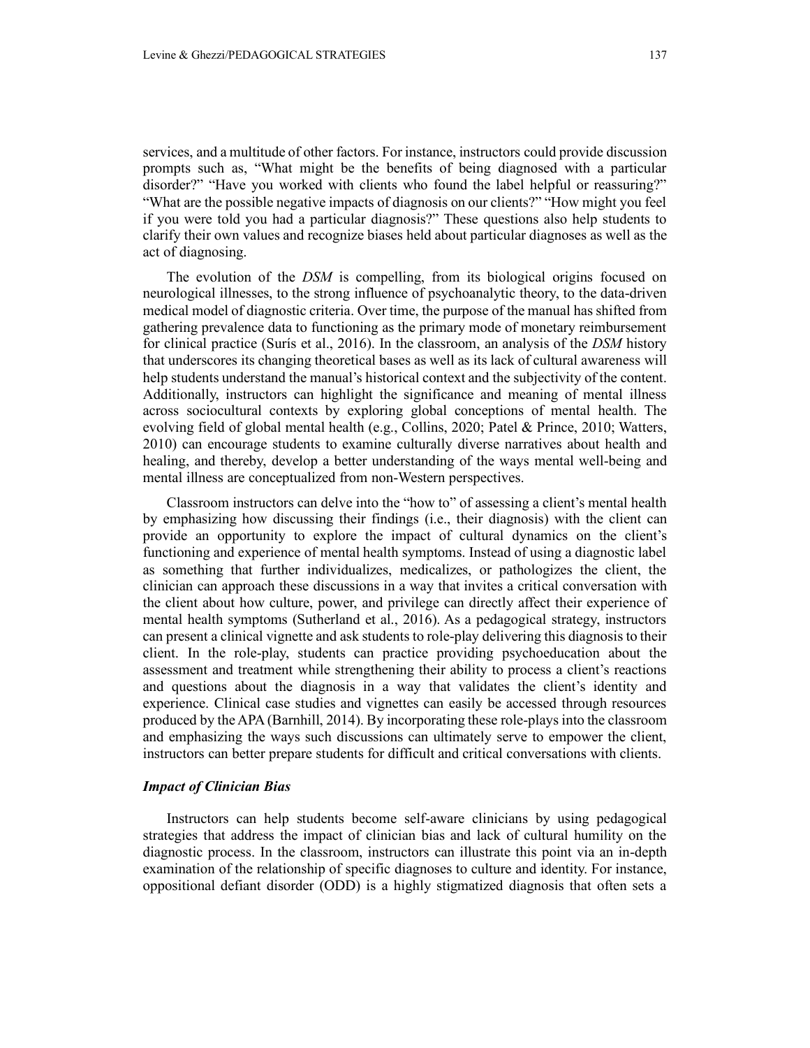services, and a multitude of other factors. For instance, instructors could provide discussion prompts such as, "What might be the benefits of being diagnosed with a particular disorder?" "Have you worked with clients who found the label helpful or reassuring?" "What are the possible negative impacts of diagnosis on our clients?" "How might you feel if you were told you had a particular diagnosis?" These questions also help students to clarify their own values and recognize biases held about particular diagnoses as well as the act of diagnosing.

The evolution of the *DSM* is compelling, from its biological origins focused on neurological illnesses, to the strong influence of psychoanalytic theory, to the data-driven medical model of diagnostic criteria. Over time, the purpose of the manual has shifted from gathering prevalence data to functioning as the primary mode of monetary reimbursement for clinical practice (Surís et al., 2016). In the classroom, an analysis of the *DSM* history that underscores its changing theoretical bases as well as its lack of cultural awareness will help students understand the manual's historical context and the subjectivity of the content. Additionally, instructors can highlight the significance and meaning of mental illness across sociocultural contexts by exploring global conceptions of mental health. The evolving field of global mental health (e.g., Collins, 2020; Patel & Prince, 2010; Watters, 2010) can encourage students to examine culturally diverse narratives about health and healing, and thereby, develop a better understanding of the ways mental well-being and mental illness are conceptualized from non-Western perspectives.

Classroom instructors can delve into the "how to" of assessing a client's mental health by emphasizing how discussing their findings (i.e., their diagnosis) with the client can provide an opportunity to explore the impact of cultural dynamics on the client's functioning and experience of mental health symptoms. Instead of using a diagnostic label as something that further individualizes, medicalizes, or pathologizes the client, the clinician can approach these discussions in a way that invites a critical conversation with the client about how culture, power, and privilege can directly affect their experience of mental health symptoms (Sutherland et al., 2016). As a pedagogical strategy, instructors can present a clinical vignette and ask students to role-play delivering this diagnosis to their client. In the role-play, students can practice providing psychoeducation about the assessment and treatment while strengthening their ability to process a client's reactions and questions about the diagnosis in a way that validates the client's identity and experience. Clinical case studies and vignettes can easily be accessed through resources produced by the APA (Barnhill, 2014). By incorporating these role-plays into the classroom and emphasizing the ways such discussions can ultimately serve to empower the client, instructors can better prepare students for difficult and critical conversations with clients.

### *Impact of Clinician Bias*

Instructors can help students become self-aware clinicians by using pedagogical strategies that address the impact of clinician bias and lack of cultural humility on the diagnostic process. In the classroom, instructors can illustrate this point via an in-depth examination of the relationship of specific diagnoses to culture and identity. For instance, oppositional defiant disorder (ODD) is a highly stigmatized diagnosis that often sets a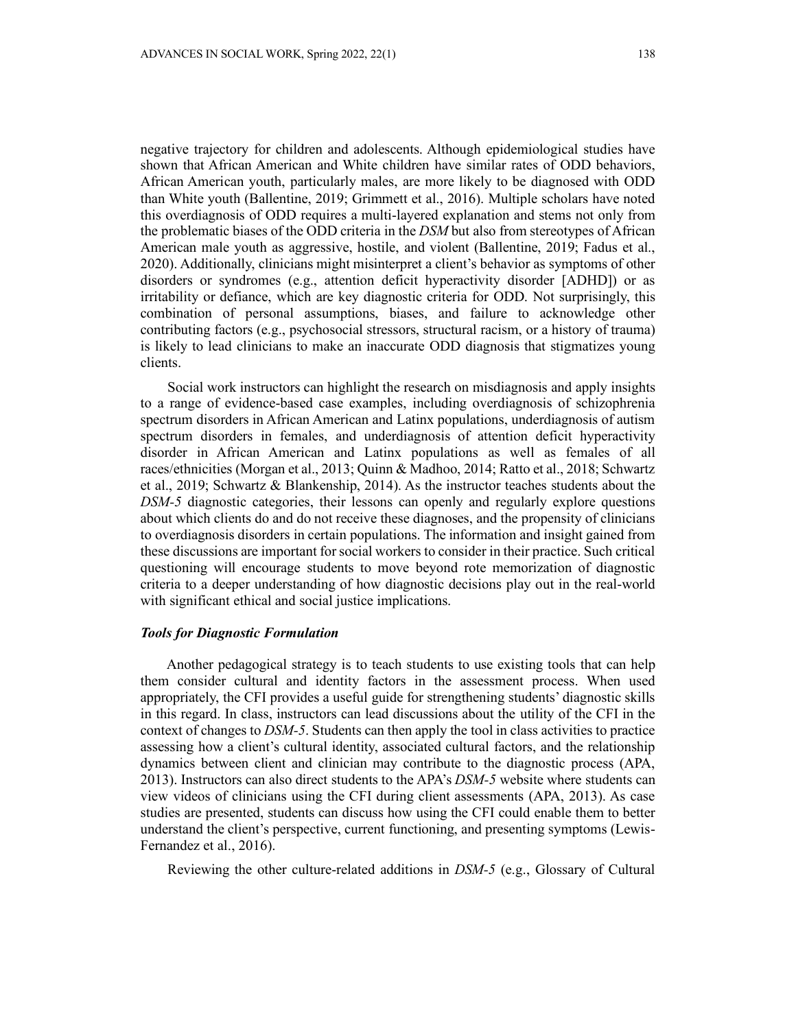negative trajectory for children and adolescents. Although epidemiological studies have shown that African American and White children have similar rates of ODD behaviors, African American youth, particularly males, are more likely to be diagnosed with ODD than White youth (Ballentine, 2019; Grimmett et al., 2016). Multiple scholars have noted this overdiagnosis of ODD requires a multi-layered explanation and stems not only from the problematic biases of the ODD criteria in the *DSM* but also from stereotypes of African American male youth as aggressive, hostile, and violent (Ballentine, 2019; Fadus et al., 2020). Additionally, clinicians might misinterpret a client's behavior as symptoms of other disorders or syndromes (e.g., attention deficit hyperactivity disorder [ADHD]) or as irritability or defiance, which are key diagnostic criteria for ODD. Not surprisingly, this combination of personal assumptions, biases, and failure to acknowledge other contributing factors (e.g., psychosocial stressors, structural racism, or a history of trauma) is likely to lead clinicians to make an inaccurate ODD diagnosis that stigmatizes young clients.

Social work instructors can highlight the research on misdiagnosis and apply insights to a range of evidence-based case examples, including overdiagnosis of schizophrenia spectrum disorders in African American and Latinx populations, underdiagnosis of autism spectrum disorders in females, and underdiagnosis of attention deficit hyperactivity disorder in African American and Latinx populations as well as females of all races/ethnicities (Morgan et al., 2013; Quinn & Madhoo, 2014; Ratto et al., 2018; Schwartz et al., 2019; Schwartz & Blankenship, 2014). As the instructor teaches students about the *DSM-5* diagnostic categories, their lessons can openly and regularly explore questions about which clients do and do not receive these diagnoses, and the propensity of clinicians to overdiagnosis disorders in certain populations. The information and insight gained from these discussions are important for social workers to consider in their practice. Such critical questioning will encourage students to move beyond rote memorization of diagnostic criteria to a deeper understanding of how diagnostic decisions play out in the real-world with significant ethical and social justice implications.

### *Tools for Diagnostic Formulation*

Another pedagogical strategy is to teach students to use existing tools that can help them consider cultural and identity factors in the assessment process. When used appropriately, the CFI provides a useful guide for strengthening students' diagnostic skills in this regard. In class, instructors can lead discussions about the utility of the CFI in the context of changes to *DSM-5*. Students can then apply the tool in class activities to practice assessing how a client's cultural identity, associated cultural factors, and the relationship dynamics between client and clinician may contribute to the diagnostic process (APA, 2013). Instructors can also direct students to the APA's *DSM-5* website where students can view videos of clinicians using the CFI during client assessments (APA, 2013). As case studies are presented, students can discuss how using the CFI could enable them to better understand the client's perspective, current functioning, and presenting symptoms (Lewis-Fernandez et al., 2016).

Reviewing the other culture-related additions in *DSM-5* (e.g., Glossary of Cultural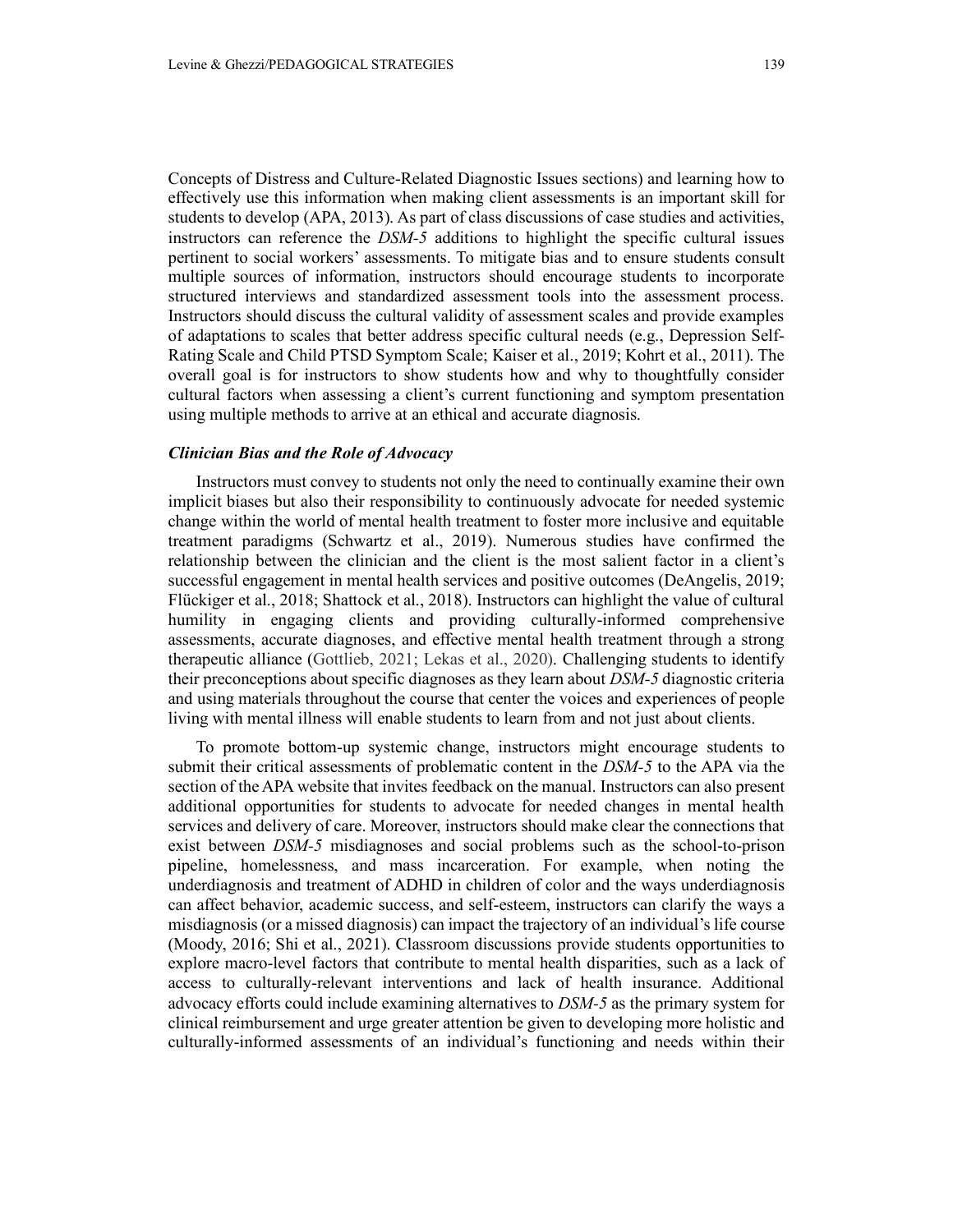Concepts of Distress and Culture-Related Diagnostic Issues sections) and learning how to effectively use this information when making client assessments is an important skill for students to develop (APA, 2013). As part of class discussions of case studies and activities, instructors can reference the *DSM-5* additions to highlight the specific cultural issues pertinent to social workers' assessments. To mitigate bias and to ensure students consult multiple sources of information, instructors should encourage students to incorporate structured interviews and standardized assessment tools into the assessment process. Instructors should discuss the cultural validity of assessment scales and provide examples of adaptations to scales that better address specific cultural needs (e.g., Depression Self-Rating Scale and Child PTSD Symptom Scale; Kaiser et al., 2019; Kohrt et al., 2011). The overall goal is for instructors to show students how and why to thoughtfully consider cultural factors when assessing a client's current functioning and symptom presentation using multiple methods to arrive at an ethical and accurate diagnosis.

### *Clinician Bias and the Role of Advocacy*

Instructors must convey to students not only the need to continually examine their own implicit biases but also their responsibility to continuously advocate for needed systemic change within the world of mental health treatment to foster more inclusive and equitable treatment paradigms (Schwartz et al., 2019). Numerous studies have confirmed the relationship between the clinician and the client is the most salient factor in a client's successful engagement in mental health services and positive outcomes (DeAngelis, 2019; Flückiger et al., 2018; Shattock et al., 2018). Instructors can highlight the value of cultural humility in engaging clients and providing culturally-informed comprehensive assessments, accurate diagnoses, and effective mental health treatment through a strong therapeutic alliance (Gottlieb, 2021; Lekas et al., 2020). Challenging students to identify their preconceptions about specific diagnoses as they learn about *DSM-5* diagnostic criteria and using materials throughout the course that center the voices and experiences of people living with mental illness will enable students to learn from and not just about clients.

To promote bottom-up systemic change, instructors might encourage students to submit their critical assessments of problematic content in the *DSM-5* to the APA via the section of the APA website that invites feedback on the manual. Instructors can also present additional opportunities for students to advocate for needed changes in mental health services and delivery of care. Moreover, instructors should make clear the connections that exist between *DSM-5* misdiagnoses and social problems such as the school-to-prison pipeline, homelessness, and mass incarceration. For example, when noting the underdiagnosis and treatment of ADHD in children of color and the ways underdiagnosis can affect behavior, academic success, and self-esteem, instructors can clarify the ways a misdiagnosis (or a missed diagnosis) can impact the trajectory of an individual's life course (Moody, 2016; Shi et al., 2021). Classroom discussions provide students opportunities to explore macro-level factors that contribute to mental health disparities, such as a lack of access to culturally-relevant interventions and lack of health insurance. Additional advocacy efforts could include examining alternatives to *DSM-5* as the primary system for clinical reimbursement and urge greater attention be given to developing more holistic and culturally-informed assessments of an individual's functioning and needs within their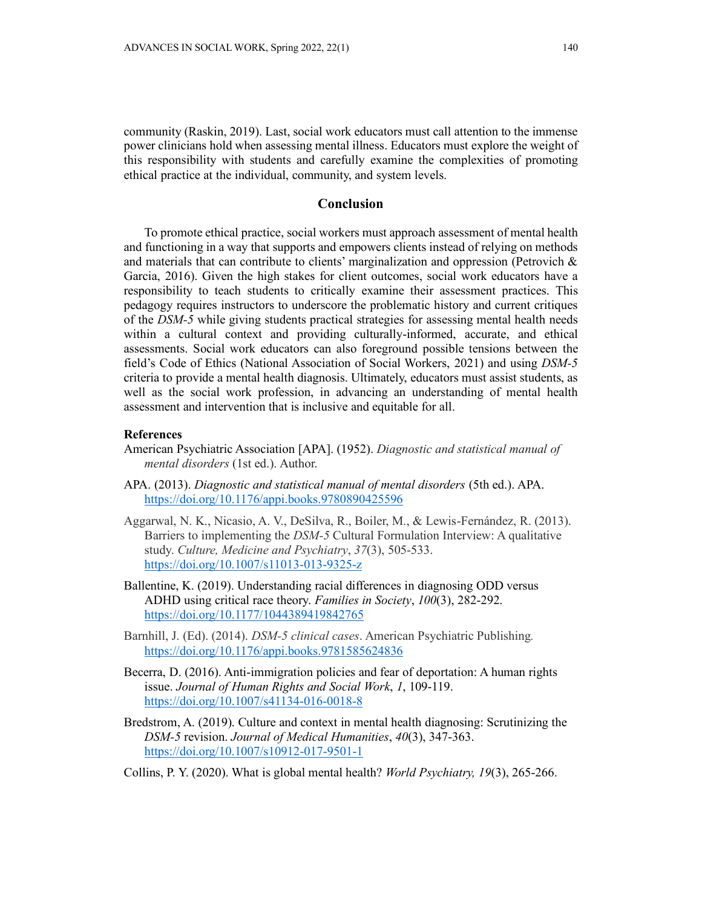community (Raskin, 2019). Last, social work educators must call attention to the immense power clinicians hold when assessing mental illness. Educators must explore the weight of this responsibility with students and carefully examine the complexities of promoting ethical practice at the individual, community, and system levels.

## Conclusion

To promote ethical practice, social workers must approach assessment of mental health and functioning in a way that supports and empowers clients instead of relying on methods and materials that can contribute to clients' marginalization and oppression (Petrovich & Garcia, 2016). Given the high stakes for client outcomes, social work educators have a responsibility to teach students to critically examine their assessment practices. This pedagogy requires instructors to underscore the problematic history and current critiques of the *DSM-5* while giving students practical strategies for assessing mental health needs within a cultural context and providing culturally-informed, accurate, and ethical assessments. Social work educators can also foreground possible tensions between the field's Code of Ethics (National Association of Social Workers, 2021) and using *DSM-5* criteria to provide a mental health diagnosis. Ultimately, educators must assist students, as well as the social work profession, in advancing an understanding of mental health assessment and intervention that is inclusive and equitable for all.

**References**

American Psychiatric Association [APA]. (1952). *Diagnostic and statistical manual of mental disorders* (1st ed.). Author.

APA. (2013). *Diagnostic and statistical manual of mental disorders* (5th ed.). APA. https://doi.org/10.1176/appi.books.9780890425596

Aggarwal, N. K., Nicasio, A. V., DeSilva, R., Boiler, M., & Lewis-Fernández, R. (2013). Barriers to implementing the *DSM-5* Cultural Formulation Interview: A qualitative study. *Culture, Medicine and Psychiatry*, *37*(3), 505-533. https://doi.org/10.1007/s11013-013-9325-z

Ballentine, K. (2019). Understanding racial differences in diagnosing ODD versus ADHD using critical race theory. *Families in Society*, *100*(3), 282-292. https://doi.org/10.1177/1044389419842765

Barnhill, J. (Ed). (2014). *DSM-5 clinical cases*. American Psychiatric Publishing. https://doi.org/10.1176/appi.books.9781585624836

Becerra, D. (2016). Anti-immigration policies and fear of deportation: A human rights issue. *Journal of Human Rights and Social Work*, *1*, 109-119. https://doi.org/10.1007/s41134-016-0018-8

Bredstrom, A. (2019). Culture and context in mental health diagnosing: Scrutinizing the *DSM-5* revision. *Journal of Medical Humanities*, *40*(3), 347-363. https://doi.org/10.1007/s10912-017-9501-1

Collins, P. Y. (2020). What is global mental health? *World Psychiatry, 19*(3), 265-266.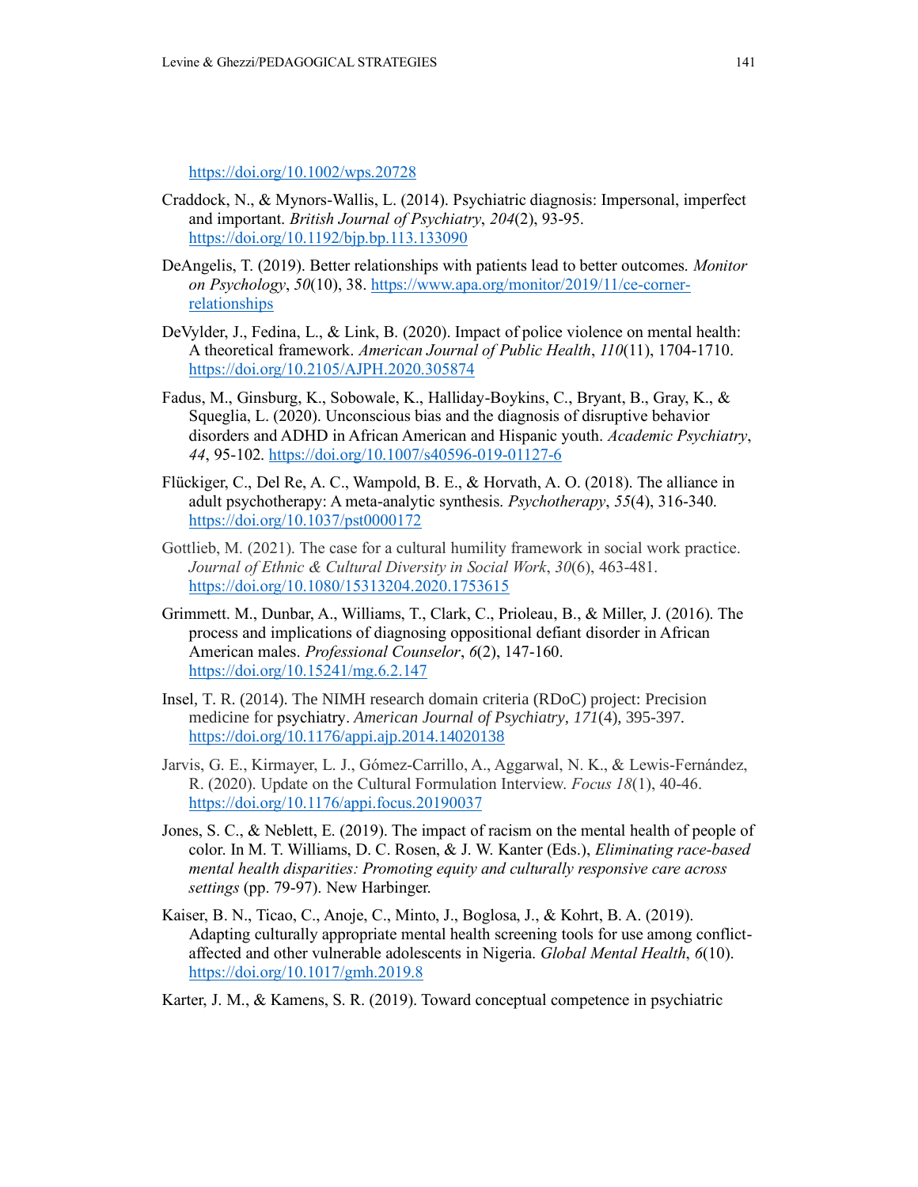https://doi.org/10.1002/wps.20728

Craddock, N., & Mynors-Wallis, L. (2014). Psychiatric diagnosis: Impersonal, imperfect and important. *British Journal of Psychiatry*, *204*(2), 93-95. https://doi.org/10.1192/bjp.bp.113.133090

DeAngelis, T. (2019). Better relationships with patients lead to better outcomes. *Monitor on Psychology*, *50*(10), 38. https://www.apa.org/monitor/2019/11/ce-corner-relationships

DeVylder, J., Fedina, L., & Link, B. (2020). Impact of police violence on mental health: A theoretical framework. *American Journal of Public Health*, *110*(11), 1704-1710. https://doi.org/10.2105/AJPH.2020.305874

Fadus, M., Ginsburg, K., Sobowale, K., Halliday-Boykins, C., Bryant, B., Gray, K., & Squeglia, L. (2020). Unconscious bias and the diagnosis of disruptive behavior disorders and ADHD in African American and Hispanic youth. *Academic Psychiatry*, *44*, 95-102. https://doi.org/10.1007/s40596-019-01127-6

Flückiger, C., Del Re, A. C., Wampold, B. E., & Horvath, A. O. (2018). The alliance in adult psychotherapy: A meta-analytic synthesis. *Psychotherapy*, *55*(4), 316-340. https://doi.org/10.1037/pst0000172

Gottlieb, M. (2021). The case for a cultural humility framework in social work practice. *Journal of Ethnic & Cultural Diversity in Social Work*, *30*(6), 463-481. https://doi.org/10.1080/15313204.2020.1753615

Grimmett. M., Dunbar, A., Williams, T., Clark, C., Prioleau, B., & Miller, J. (2016). The process and implications of diagnosing oppositional defiant disorder in African American males. *Professional Counselor*, *6*(2), 147-160. https://doi.org/10.15241/mg.6.2.147

Insel, T. R. (2014). The NIMH research domain criteria (RDoC) project: Precision medicine for psychiatry. *American Journal of Psychiatry*, *171*(4), 395-397. https://doi.org/10.1176/appi.ajp.2014.14020138

Jarvis, G. E., Kirmayer, L. J., Gómez-Carrillo, A., Aggarwal, N. K., & Lewis-Fernández, R. (2020). Update on the Cultural Formulation Interview. *Focus 18*(1), 40-46. https://doi.org/10.1176/appi.focus.20190037

Jones, S. C., & Neblett, E. (2019). The impact of racism on the mental health of people of color. In M. T. Williams, D. C. Rosen, & J. W. Kanter (Eds.), *Eliminating race-based mental health disparities: Promoting equity and culturally responsive care across settings* (pp. 79-97). New Harbinger.

Kaiser, B. N., Ticao, C., Anoje, C., Minto, J., Boglosa, J., & Kohrt, B. A. (2019). Adapting culturally appropriate mental health screening tools for use among conflict-affected and other vulnerable adolescents in Nigeria. *Global Mental Health*, *6*(10). https://doi.org/10.1017/gmh.2019.8

Karter, J. M., & Kamens, S. R. (2019). Toward conceptual competence in psychiatric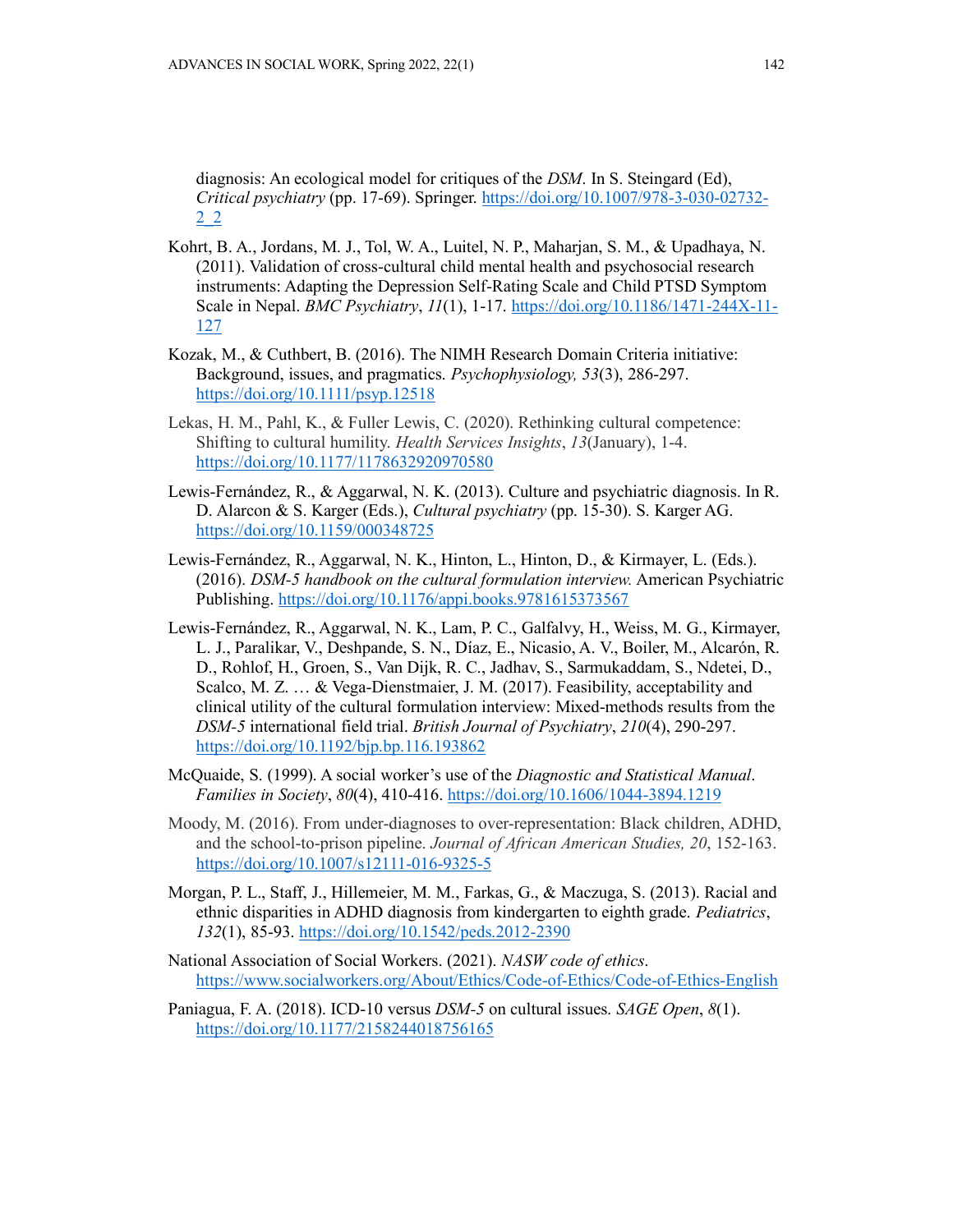diagnosis: An ecological model for critiques of the *DSM*. In S. Steingard (Ed), *Critical psychiatry* (pp. 17-69). Springer. https://doi.org/10.1007/978-3-030-02732-2_2

Kohrt, B. A., Jordans, M. J., Tol, W. A., Luitel, N. P., Maharjan, S. M., & Upadhaya, N. (2011). Validation of cross-cultural child mental health and psychosocial research instruments: Adapting the Depression Self-Rating Scale and Child PTSD Symptom Scale in Nepal. *BMC Psychiatry*, *11*(1), 1-17. https://doi.org/10.1186/1471-244X-11-127

Kozak, M., & Cuthbert, B. (2016). The NIMH Research Domain Criteria initiative: Background, issues, and pragmatics. *Psychophysiology, 53*(3), 286-297. https://doi.org/10.1111/psyp.12518

Lekas, H. M., Pahl, K., & Fuller Lewis, C. (2020). Rethinking cultural competence: Shifting to cultural humility. *Health Services Insights*, *13*(January), 1-4. https://doi.org/10.1177/1178632920970580

Lewis-Fernández, R., & Aggarwal, N. K. (2013). Culture and psychiatric diagnosis. In R. D. Alarcon & S. Karger (Eds.), *Cultural psychiatry* (pp. 15-30). S. Karger AG. https://doi.org/10.1159/000348725

Lewis-Fernández, R., Aggarwal, N. K., Hinton, L., Hinton, D., & Kirmayer, L. (Eds.). (2016). *DSM-5 handbook on the cultural formulation interview.* American Psychiatric Publishing. https://doi.org/10.1176/appi.books.9781615373567

Lewis-Fernández, R., Aggarwal, N. K., Lam, P. C., Galfalvy, H., Weiss, M. G., Kirmayer, L. J., Paralikar, V., Deshpande, S. N., Díaz, E., Nicasio, A. V., Boiler, M., Alcarón, R. D., Rohlof, H., Groen, S., Van Dijk, R. C., Jadhav, S., Sarmukaddam, S., Ndetei, D., Scalco, M. Z. … & Vega-Dienstmaier, J. M. (2017). Feasibility, acceptability and clinical utility of the cultural formulation interview: Mixed-methods results from the *DSM-5* international field trial. *British Journal of Psychiatry*, *210*(4), 290-297. https://doi.org/10.1192/bjp.bp.116.193862

McQuaide, S. (1999). A social worker's use of the *Diagnostic and Statistical Manual*. *Families in Society*, *80*(4), 410-416. https://doi.org/10.1606/1044-3894.1219

Moody, M. (2016). From under-diagnoses to over-representation: Black children, ADHD, and the school-to-prison pipeline. *Journal of African American Studies, 20*, 152-163. https://doi.org/10.1007/s12111-016-9325-5

Morgan, P. L., Staff, J., Hillemeier, M. M., Farkas, G., & Maczuga, S. (2013). Racial and ethnic disparities in ADHD diagnosis from kindergarten to eighth grade. *Pediatrics*, *132*(1), 85-93. https://doi.org/10.1542/peds.2012-2390

National Association of Social Workers. (2021). *NASW code of ethics*. https://www.socialworkers.org/About/Ethics/Code-of-Ethics/Code-of-Ethics-English

Paniagua, F. A. (2018). ICD-10 versus *DSM-5* on cultural issues. *SAGE Open*, *8*(1). https://doi.org/10.1177/2158244018756165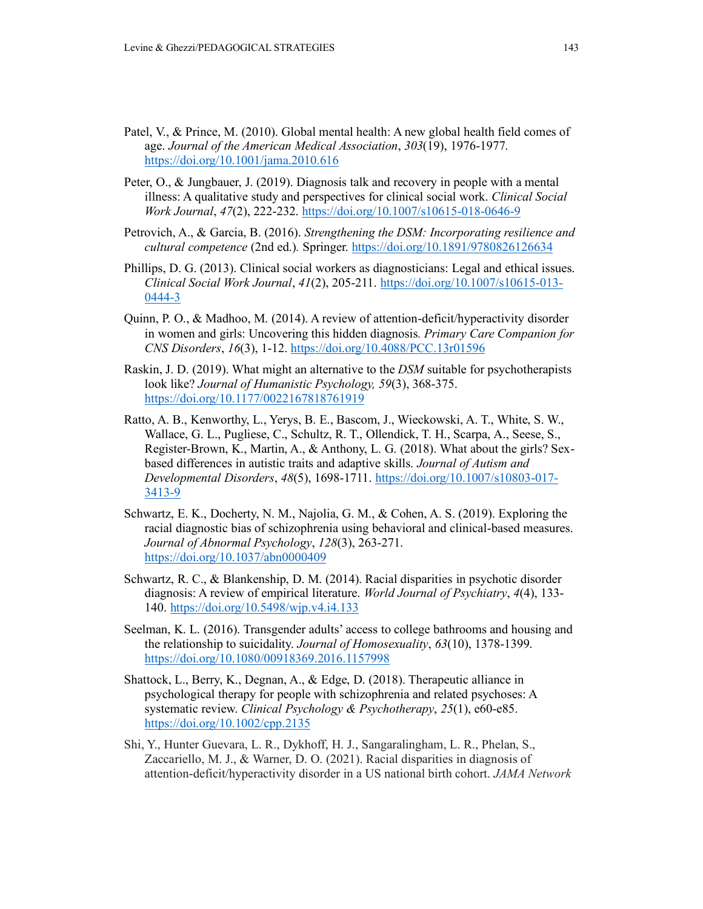Patel, V., & Prince, M. (2010). Global mental health: A new global health field comes of age. *Journal of the American Medical Association*, *303*(19), 1976-1977. https://doi.org/10.1001/jama.2010.616

Peter, O., & Jungbauer, J. (2019). Diagnosis talk and recovery in people with a mental illness: A qualitative study and perspectives for clinical social work. *Clinical Social Work Journal*, *47*(2), 222-232. https://doi.org/10.1007/s10615-018-0646-9

Petrovich, A., & Garcia, B. (2016). *Strengthening the DSM: Incorporating resilience and cultural competence* (2nd ed.). Springer. https://doi.org/10.1891/9780826126634

Phillips, D. G. (2013). Clinical social workers as diagnosticians: Legal and ethical issues. *Clinical Social Work Journal*, *41*(2), 205-211. https://doi.org/10.1007/s10615-013-0444-3

Quinn, P. O., & Madhoo, M. (2014). A review of attention-deficit/hyperactivity disorder in women and girls: Uncovering this hidden diagnosis. *Primary Care Companion for CNS Disorders*, *16*(3), 1-12. https://doi.org/10.4088/PCC.13r01596

Raskin, J. D. (2019). What might an alternative to the *DSM* suitable for psychotherapists look like? *Journal of Humanistic Psychology, 59*(3), 368-375. https://doi.org/10.1177/0022167818761919

Ratto, A. B., Kenworthy, L., Yerys, B. E., Bascom, J., Wieckowski, A. T., White, S. W., Wallace, G. L., Pugliese, C., Schultz, R. T., Ollendick, T. H., Scarpa, A., Seese, S., Register-Brown, K., Martin, A., & Anthony, L. G. (2018). What about the girls? Sex-based differences in autistic traits and adaptive skills. *Journal of Autism and Developmental Disorders*, *48*(5), 1698-1711. https://doi.org/10.1007/s10803-017-3413-9

Schwartz, E. K., Docherty, N. M., Najolia, G. M., & Cohen, A. S. (2019). Exploring the racial diagnostic bias of schizophrenia using behavioral and clinical-based measures. *Journal of Abnormal Psychology*, *128*(3), 263-271. https://doi.org/10.1037/abn0000409

Schwartz, R. C., & Blankenship, D. M. (2014). Racial disparities in psychotic disorder diagnosis: A review of empirical literature. *World Journal of Psychiatry*, *4*(4), 133-140. https://doi.org/10.5498/wjp.v4.i4.133

Seelman, K. L. (2016). Transgender adults' access to college bathrooms and housing and the relationship to suicidality. *Journal of Homosexuality*, *63*(10), 1378-1399. https://doi.org/10.1080/00918369.2016.1157998

Shattock, L., Berry, K., Degnan, A., & Edge, D. (2018). Therapeutic alliance in psychological therapy for people with schizophrenia and related psychoses: A systematic review. *Clinical Psychology & Psychotherapy*, *25*(1), e60-e85. https://doi.org/10.1002/cpp.2135

Shi, Y., Hunter Guevara, L. R., Dykhoff, H. J., Sangaralingham, L. R., Phelan, S., Zaccariello, M. J., & Warner, D. O. (2021). Racial disparities in diagnosis of attention-deficit/hyperactivity disorder in a US national birth cohort. *JAMA Network*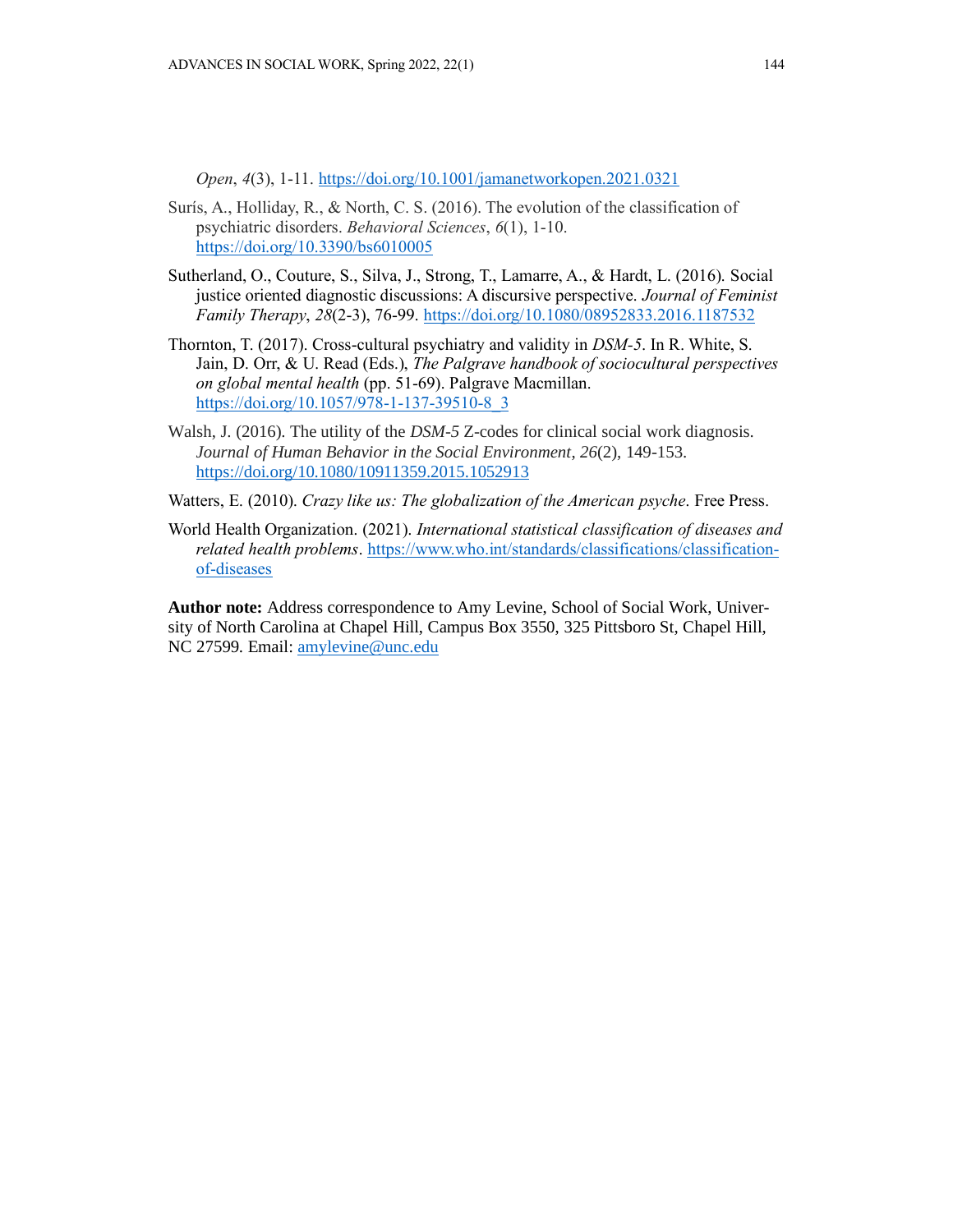*Open*, *4*(3), 1-11. https://doi.org/10.1001/jamanetworkopen.2021.0321

Surís, A., Holliday, R., & North, C. S. (2016). The evolution of the classification of psychiatric disorders. *Behavioral Sciences*, *6*(1), 1-10. https://doi.org/10.3390/bs6010005

Sutherland, O., Couture, S., Silva, J., Strong, T., Lamarre, A., & Hardt, L. (2016). Social justice oriented diagnostic discussions: A discursive perspective. *Journal of Feminist Family Therapy*, *28*(2-3), 76-99. https://doi.org/10.1080/08952833.2016.1187532

Thornton, T. (2017). Cross-cultural psychiatry and validity in *DSM-5*. In R. White, S. Jain, D. Orr, & U. Read (Eds.), *The Palgrave handbook of sociocultural perspectives on global mental health* (pp. 51-69). Palgrave Macmillan. https://doi.org/10.1057/978-1-137-39510-8_3

Walsh, J. (2016). The utility of the *DSM-5* Z-codes for clinical social work diagnosis. *Journal of Human Behavior in the Social Environment*, *26*(2), 149-153. https://doi.org/10.1080/10911359.2015.1052913

Watters, E. (2010). *Crazy like us: The globalization of the American psyche*. Free Press.

World Health Organization. (2021). *International statistical classification of diseases and related health problems*. https://www.who.int/standards/classifications/classification-of-diseases

**Author note:** Address correspondence to Amy Levine, School of Social Work, University of North Carolina at Chapel Hill, Campus Box 3550, 325 Pittsboro St, Chapel Hill, NC 27599. Email: amylevine@unc.edu